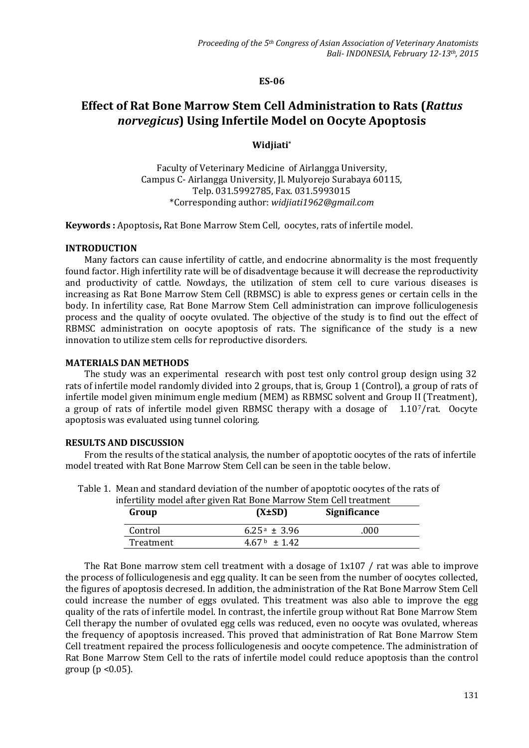**ES-06**

# Effect of Rat Bone Marrow Stem Cell Administration to Rats (*Rattus norvegicus*) Using Infertile Model on Oocyte Apoptosis

**Widjiati***

Faculty of Veterinary Medicine of Airlangga University,
Campus C- Airlangga University, Jl. Mulyorejo Surabaya 60115,
Telp. 031.5992785, Fax. 031.5993015
*Corresponding author: *widjiati1962@gmail.com*

**Keywords :** Apoptosis**,** Rat Bone Marrow Stem Cell*,* oocytes, rats of infertile model.

## INTRODUCTION

Many factors can cause infertility of cattle, and endocrine abnormality is the most frequently found factor. High infertility rate will be of disadventage because it will decrease the reproductivity and productivity of cattle. Nowdays, the utilization of stem cell to cure various diseases is increasing as Rat Bone Marrow Stem Cell (RBMSC) is able to express genes or certain cells in the body. In infertility case, Rat Bone Marrow Stem Cell administration can improve folliculogenesis process and the quality of oocyte ovulated. The objective of the study is to find out the effect of RBMSC administration on oocyte apoptosis of rats. The significance of the study is a new innovation to utilize stem cells for reproductive disorders.

## MATERIALS DAN METHODS

The study was an experimental research with post test only control group design using 32 rats of infertile model randomly divided into 2 groups, that is, Group 1 (Control), a group of rats of infertile model given minimum engle medium (MEM) as RBMSC solvent and Group II (Treatment), a group of rats of infertile model given RBMSC therapy with a dosage of $1.10^7$/rat. Oocyte apoptosis was evaluated using tunnel coloring.

## RESULTS AND DISCUSSION

From the results of the statical analysis, the number of apoptotic oocytes of the rats of infertile model treated with Rat Bone Marrow Stem Cell can be seen in the table below.

Table 1. Mean and standard deviation of the number of apoptotic oocytes of the rats of infertility model after given Rat Bone Marrow Stem Cell treatment

| Group | (X±SD) | Significance |
|---|---|---|
| Control | $6.25^a \pm 3.96$ | .000 |
| Treatment | $4.67^b \pm 1.42$ | |

The Rat Bone marrow stem cell treatment with a dosage of 1x107 / rat was able to improve the process of folliculogenesis and egg quality. It can be seen from the number of oocytes collected, the figures of apoptosis decresed. In addition, the administration of the Rat Bone Marrow Stem Cell could increase the number of eggs ovulated. This treatment was also able to improve the egg quality of the rats of infertile model. In contrast, the infertile group without Rat Bone Marrow Stem Cell therapy the number of ovulated egg cells was reduced, even no oocyte was ovulated, whereas the frequency of apoptosis increased. This proved that administration of Rat Bone Marrow Stem Cell treatment repaired the process folliculogenesis and oocyte competence. The administration of Rat Bone Marrow Stem Cell to the rats of infertile model could reduce apoptosis than the control group ($p < 0.05$).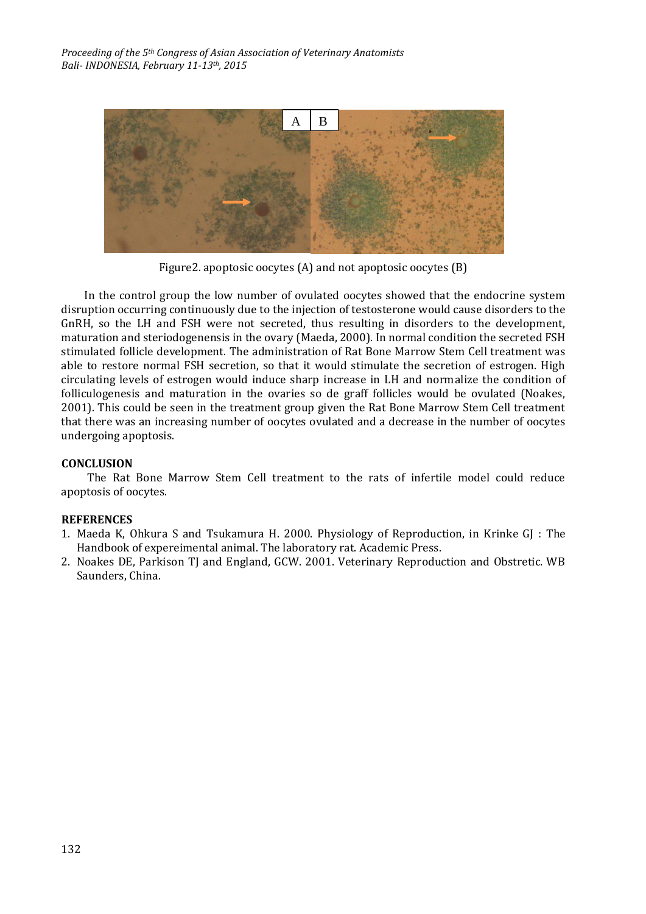Figure2. apoptosic oocytes (A) and not apoptosic oocytes (B)

In the control group the low number of ovulated oocytes showed that the endocrine system disruption occurring continuously due to the injection of testosterone would cause disorders to the GnRH, so the LH and FSH were not secreted, thus resulting in disorders to the development, maturation and steriodogenensis in the ovary (Maeda, 2000). In normal condition the secreted FSH stimulated follicle development. The administration of Rat Bone Marrow Stem Cell treatment was able to restore normal FSH secretion, so that it would stimulate the secretion of estrogen. High circulating levels of estrogen would induce sharp increase in LH and normalize the condition of folliculogenesis and maturation in the ovaries so de graff follicles would be ovulated (Noakes, 2001). This could be seen in the treatment group given the Rat Bone Marrow Stem Cell treatment that there was an increasing number of oocytes ovulated and a decrease in the number of oocytes undergoing apoptosis.

## CONCLUSION

The Rat Bone Marrow Stem Cell treatment to the rats of infertile model could reduce apoptosis of oocytes.

## REFERENCES

1. Maeda K, Ohkura S and Tsukamura H. 2000. Physiology of Reproduction, in Krinke GJ : The Handbook of expereimental animal. The laboratory rat. Academic Press.
2. Noakes DE, Parkison TJ and England, GCW. 2001. Veterinary Reproduction and Obstretic. WB Saunders, China.